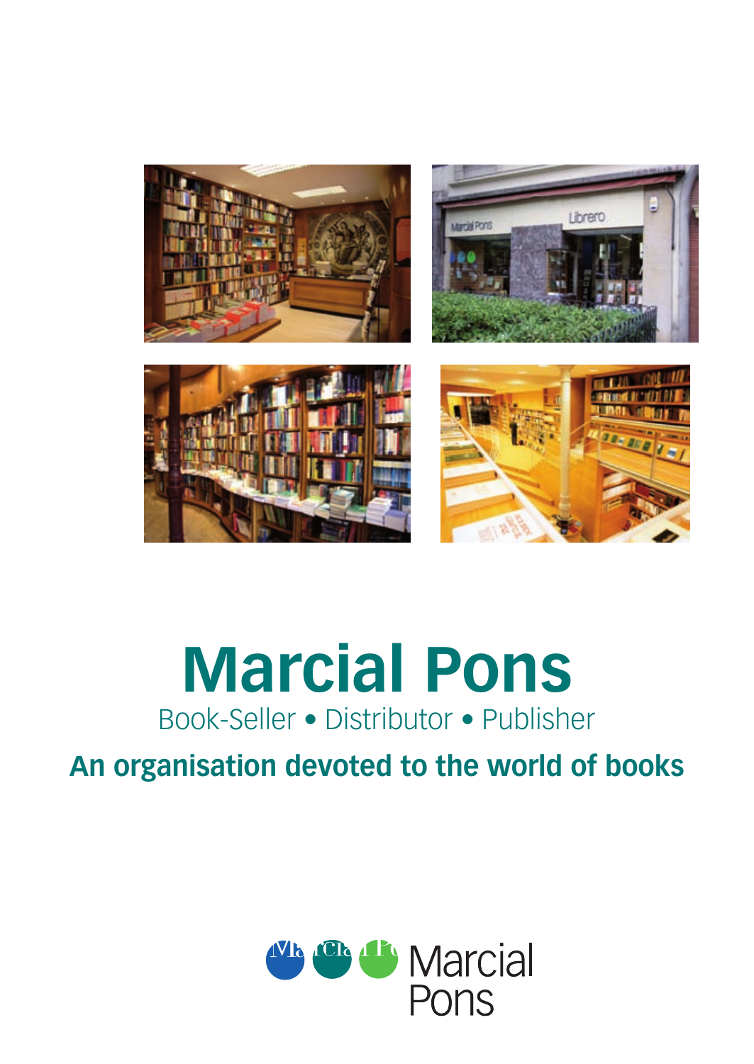# Marcial Pons

Book-Seller • Distributor • Publisher

**An organisation devoted to the world of books**

Marcial Pons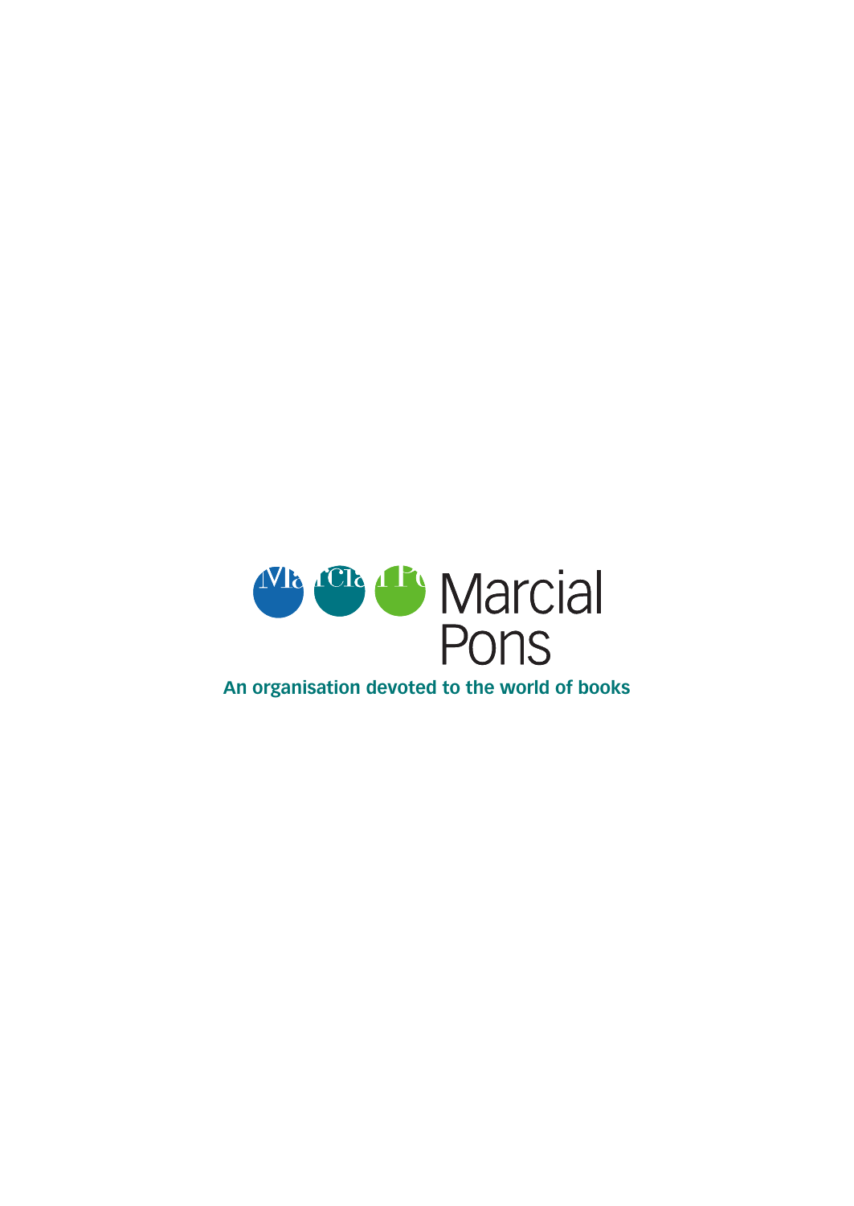Marcial Pons

**An organisation devoted to the world of books**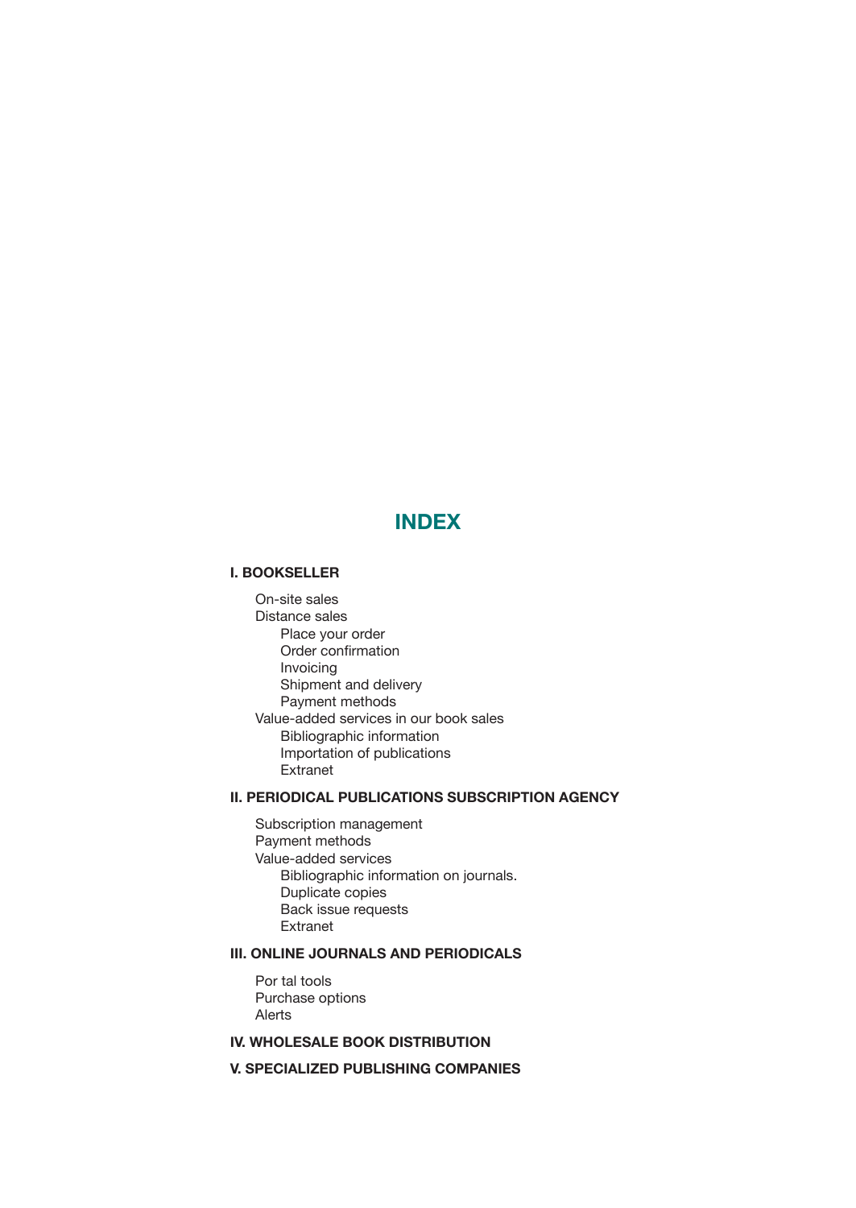# INDEX

**I. BOOKSELLER**

- On-site sales
- Distance sales
  - Place your order
  - Order confirmation
  - Invoicing
  - Shipment and delivery
  - Payment methods
- Value-added services in our book sales
  - Bibliographic information
  - Importation of publications
  - Extranet

**II. PERIODICAL PUBLICATIONS SUBSCRIPTION AGENCY**

- Subscription management
- Payment methods
- Value-added services
  - Bibliographic information on journals.
  - Duplicate copies
  - Back issue requests
  - Extranet

**III. ONLINE JOURNALS AND PERIODICALS**

- Por tal tools
- Purchase options
- Alerts

**IV. WHOLESALE BOOK DISTRIBUTION**

**V. SPECIALIZED PUBLISHING COMPANIES**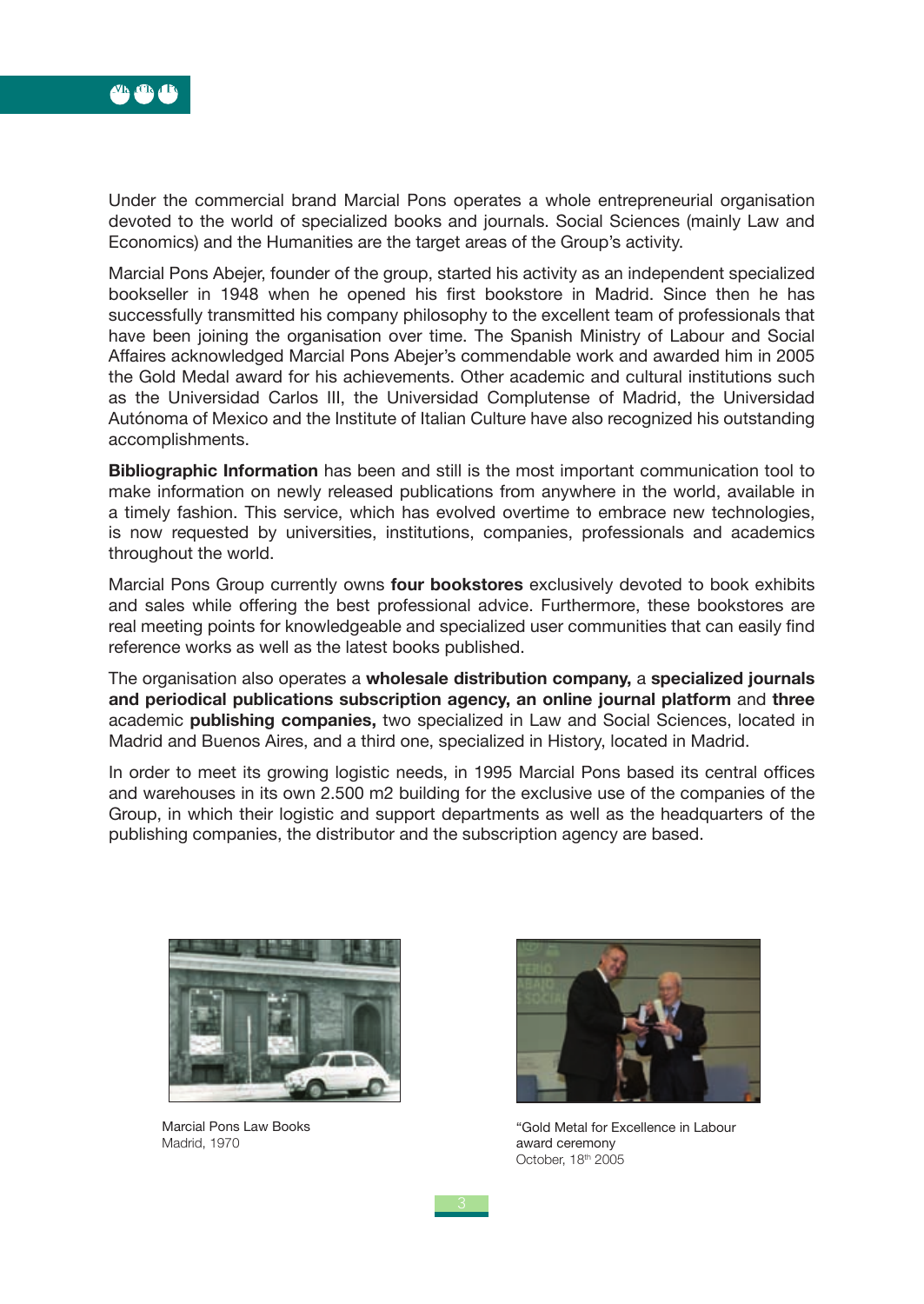Under the commercial brand Marcial Pons operates a whole entrepreneurial organisation devoted to the world of specialized books and journals. Social Sciences (mainly Law and Economics) and the Humanities are the target areas of the Group's activity.

Marcial Pons Abejer, founder of the group, started his activity as an independent specialized bookseller in 1948 when he opened his first bookstore in Madrid. Since then he has successfully transmitted his company philosophy to the excellent team of professionals that have been joining the organisation over time. The Spanish Ministry of Labour and Social Affaires acknowledged Marcial Pons Abejer's commendable work and awarded him in 2005 the Gold Medal award for his achievements. Other academic and cultural institutions such as the Universidad Carlos III, the Universidad Complutense of Madrid, the Universidad Autónoma of Mexico and the Institute of Italian Culture have also recognized his outstanding accomplishments.

**Bibliographic Information** has been and still is the most important communication tool to make information on newly released publications from anywhere in the world, available in a timely fashion. This service, which has evolved overtime to embrace new technologies, is now requested by universities, institutions, companies, professionals and academics throughout the world.

Marcial Pons Group currently owns **four bookstores** exclusively devoted to book exhibits and sales while offering the best professional advice. Furthermore, these bookstores are real meeting points for knowledgeable and specialized user communities that can easily find reference works as well as the latest books published.

The organisation also operates a **wholesale distribution company,** a **specialized journals and periodical publications subscription agency, an online journal platform** and **three** academic **publishing companies,** two specialized in Law and Social Sciences, located in Madrid and Buenos Aires, and a third one, specialized in History, located in Madrid.

In order to meet its growing logistic needs, in 1995 Marcial Pons based its central offices and warehouses in its own 2.500 m2 building for the exclusive use of the companies of the Group, in which their logistic and support departments as well as the headquarters of the publishing companies, the distributor and the subscription agency are based.

Marcial Pons Law Books
Madrid, 1970

"Gold Metal for Excellence in Labour award ceremony
October, 18th 2005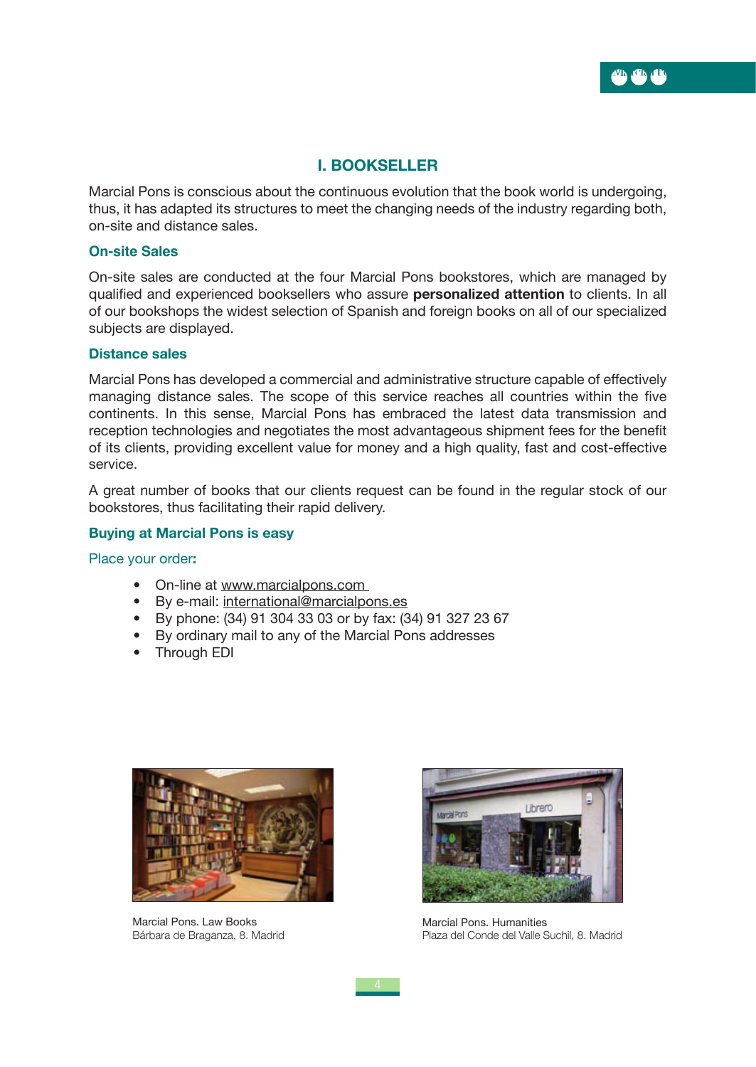## I. BOOKSELLER

Marcial Pons is conscious about the continuous evolution that the book world is undergoing, thus, it has adapted its structures to meet the changing needs of the industry regarding both, on-site and distance sales.

### On-site Sales

On-site sales are conducted at the four Marcial Pons bookstores, which are managed by qualified and experienced booksellers who assure **personalized attention** to clients. In all of our bookshops the widest selection of Spanish and foreign books on all of our specialized subjects are displayed.

### Distance sales

Marcial Pons has developed a commercial and administrative structure capable of effectively managing distance sales. The scope of this service reaches all countries within the five continents. In this sense, Marcial Pons has embraced the latest data transmission and reception technologies and negotiates the most advantageous shipment fees for the benefit of its clients, providing excellent value for money and a high quality, fast and cost-effective service.

A great number of books that our clients request can be found in the regular stock of our bookstores, thus facilitating their rapid delivery.

### Buying at Marcial Pons is easy

Place your order**:**

- On-line at www.marcialpons.com
- By e-mail: international@marcialpons.es
- By phone: (34) 91 304 33 03 or by fax: (34) 91 327 23 67
- By ordinary mail to any of the Marcial Pons addresses
- Through EDI

Marcial Pons. Law Books
Bárbara de Braganza, 8. Madrid

Marcial Pons. Humanities
Plaza del Conde del Valle Suchil, 8. Madrid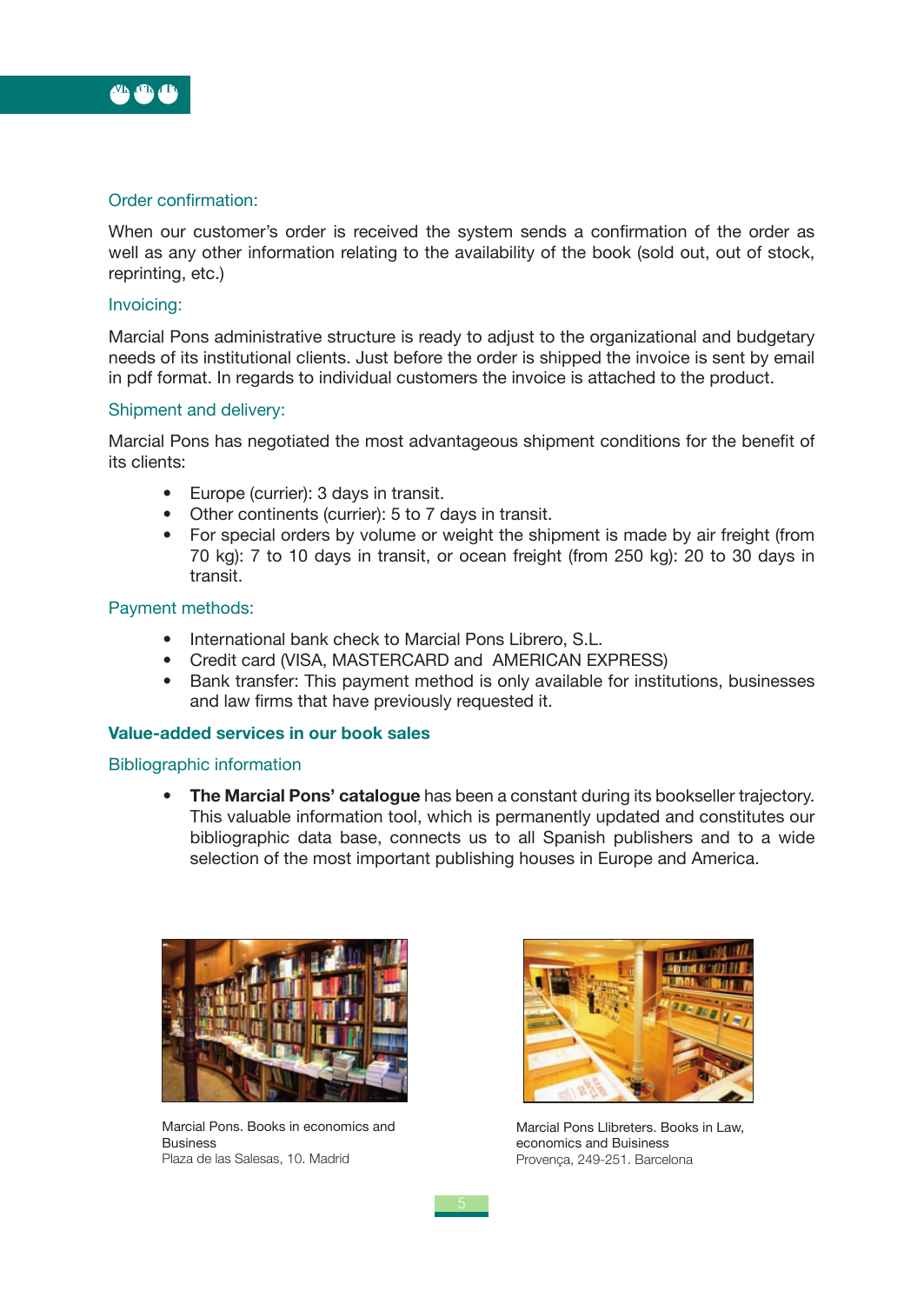### Order confirmation:

When our customer's order is received the system sends a confirmation of the order as well as any other information relating to the availability of the book (sold out, out of stock, reprinting, etc.)

### Invoicing:

Marcial Pons administrative structure is ready to adjust to the organizational and budgetary needs of its institutional clients. Just before the order is shipped the invoice is sent by email in pdf format. In regards to individual customers the invoice is attached to the product.

### Shipment and delivery:

Marcial Pons has negotiated the most advantageous shipment conditions for the benefit of its clients:

- Europe (currier): 3 days in transit.
- Other continents (currier): 5 to 7 days in transit.
- For special orders by volume or weight the shipment is made by air freight (from 70 kg): 7 to 10 days in transit, or ocean freight (from 250 kg): 20 to 30 days in transit.

### Payment methods:

- International bank check to Marcial Pons Librero, S.L.
- Credit card (VISA, MASTERCARD and AMERICAN EXPRESS)
- Bank transfer: This payment method is only available for institutions, businesses and law firms that have previously requested it.

## Value-added services in our book sales

### Bibliographic information

- **The Marcial Pons' catalogue** has been a constant during its bookseller trajectory. This valuable information tool, which is permanently updated and constitutes our bibliographic data base, connects us to all Spanish publishers and to a wide selection of the most important publishing houses in Europe and America.

Marcial Pons. Books in economics and Business
Plaza de las Salesas, 10. Madrid

Marcial Pons Llibreters. Books in Law, economics and Buisiness
Provença, 249-251. Barcelona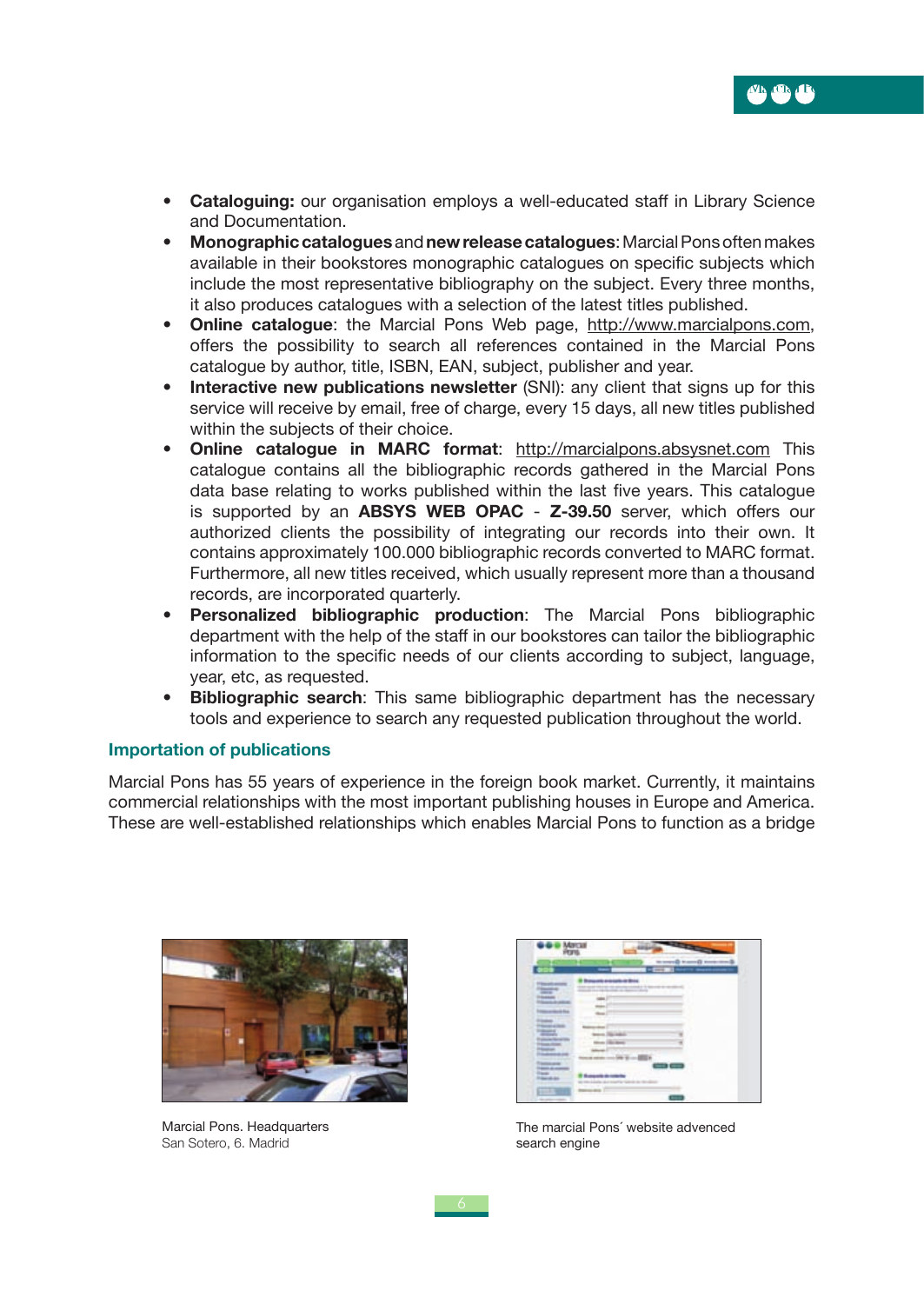- **Cataloguing:** our organisation employs a well-educated staff in Library Science and Documentation.
- **Monographic catalogues** and **new release catalogues**: Marcial Pons often makes available in their bookstores monographic catalogues on specific subjects which include the most representative bibliography on the subject. Every three months, it also produces catalogues with a selection of the latest titles published.
- **Online catalogue**: the Marcial Pons Web page, http://www.marcialpons.com, offers the possibility to search all references contained in the Marcial Pons catalogue by author, title, ISBN, EAN, subject, publisher and year.
- **Interactive new publications newsletter** (SNI): any client that signs up for this service will receive by email, free of charge, every 15 days, all new titles published within the subjects of their choice.
- **Online catalogue in MARC format**: http://marcialpons.absysnet.com This catalogue contains all the bibliographic records gathered in the Marcial Pons data base relating to works published within the last five years. This catalogue is supported by an **ABSYS WEB OPAC** - **Z-39.50** server, which offers our authorized clients the possibility of integrating our records into their own. It contains approximately 100.000 bibliographic records converted to MARC format. Furthermore, all new titles received, which usually represent more than a thousand records, are incorporated quarterly.
- **Personalized bibliographic production**: The Marcial Pons bibliographic department with the help of the staff in our bookstores can tailor the bibliographic information to the specific needs of our clients according to subject, language, year, etc, as requested.
- **Bibliographic search**: This same bibliographic department has the necessary tools and experience to search any requested publication throughout the world.

## Importation of publications

Marcial Pons has 55 years of experience in the foreign book market. Currently, it maintains commercial relationships with the most important publishing houses in Europe and America. These are well-established relationships which enables Marcial Pons to function as a bridge

Marcial Pons. Headquarters
San Sotero, 6. Madrid

The marcial Pons´ website advenced search engine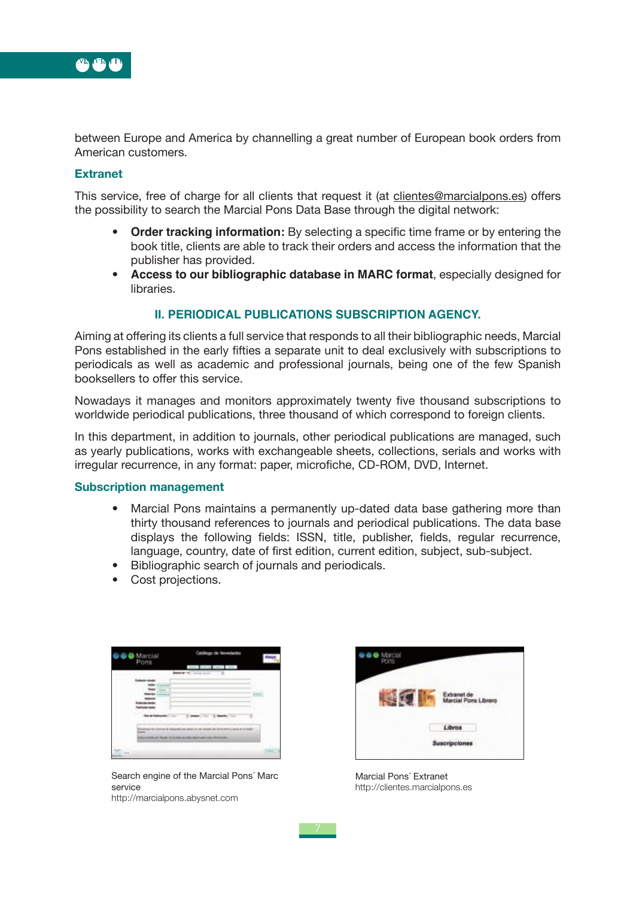between Europe and America by channelling a great number of European book orders from American customers.

### Extranet

This service, free of charge for all clients that request it (at clientes@marcialpons.es) offers the possibility to search the Marcial Pons Data Base through the digital network:

- **Order tracking information:** By selecting a specific time frame or by entering the book title, clients are able to track their orders and access the information that the publisher has provided.
- **Access to our bibliographic database in MARC format**, especially designed for libraries.

## II. PERIODICAL PUBLICATIONS SUBSCRIPTION AGENCY.

Aiming at offering its clients a full service that responds to all their bibliographic needs, Marcial Pons established in the early fifties a separate unit to deal exclusively with subscriptions to periodicals as well as academic and professional journals, being one of the few Spanish booksellers to offer this service.

Nowadays it manages and monitors approximately twenty five thousand subscriptions to worldwide periodical publications, three thousand of which correspond to foreign clients.

In this department, in addition to journals, other periodical publications are managed, such as yearly publications, works with exchangeable sheets, collections, serials and works with irregular recurrence, in any format: paper, microfiche, CD-ROM, DVD, Internet.

### Subscription management

- Marcial Pons maintains a permanently up-dated data base gathering more than thirty thousand references to journals and periodical publications. The data base displays the following fields: ISSN, title, publisher, fields, regular recurrence, language, country, date of first edition, current edition, subject, sub-subject.
- Bibliographic search of journals and periodicals.
- Cost projections.

Search engine of the Marcial Pons´ Marc service
http://marcialpons.abysnet.com

Marcial Pons´ Extranet
http://clientes.marcialpons.es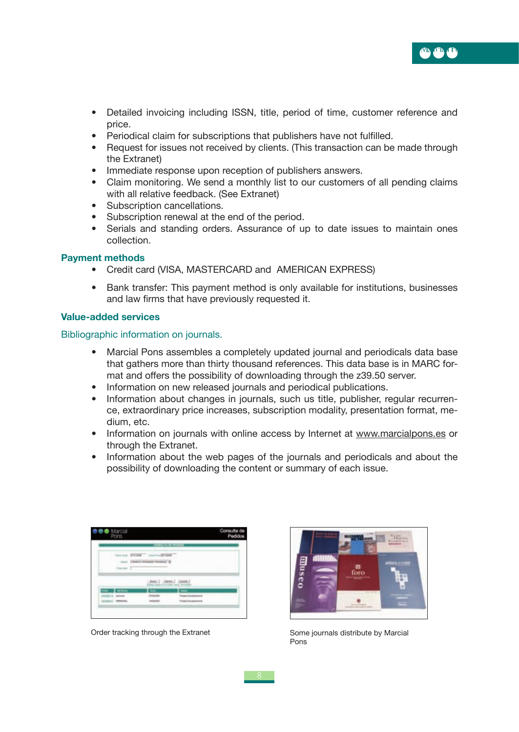- Detailed invoicing including ISSN, title, period of time, customer reference and price.
- Periodical claim for subscriptions that publishers have not fulfilled.
- Request for issues not received by clients. (This transaction can be made through the Extranet)
- Immediate response upon reception of publishers answers.
- Claim monitoring. We send a monthly list to our customers of all pending claims with all relative feedback. (See Extranet)
- Subscription cancellations.
- Subscription renewal at the end of the period.
- Serials and standing orders. Assurance of up to date issues to maintain ones collection.

## Payment methods

- Credit card (VISA, MASTERCARD and AMERICAN EXPRESS)
- Bank transfer: This payment method is only available for institutions, businesses and law firms that have previously requested it.

## Value-added services

### Bibliographic information on journals.

- Marcial Pons assembles a completely updated journal and periodicals data base that gathers more than thirty thousand references. This data base is in MARC format and offers the possibility of downloading through the z39.50 server.
- Information on new released journals and periodical publications.
- Information about changes in journals, such us title, publisher, regular recurrence, extraordinary price increases, subscription modality, presentation format, medium, etc.
- Information on journals with online access by Internet at www.marcialpons.es or through the Extranet.
- Information about the web pages of the journals and periodicals and about the possibility of downloading the content or summary of each issue.

Order tracking through the Extranet

Some journals distribute by Marcial Pons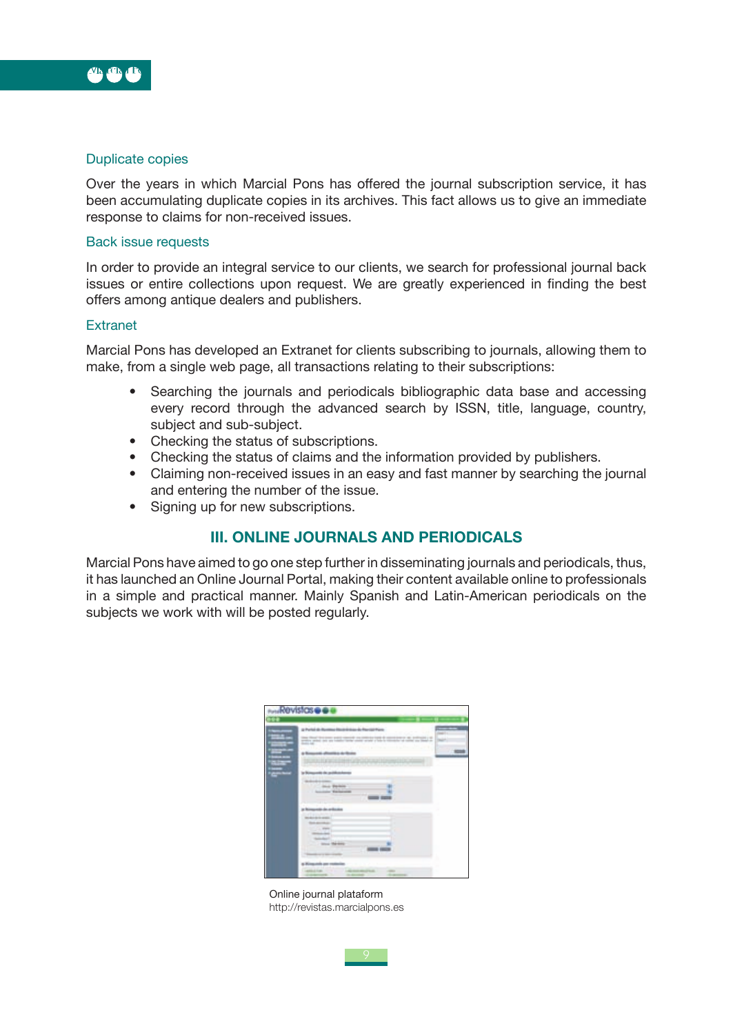### Duplicate copies

Over the years in which Marcial Pons has offered the journal subscription service, it has been accumulating duplicate copies in its archives. This fact allows us to give an immediate response to claims for non-received issues.

### Back issue requests

In order to provide an integral service to our clients, we search for professional journal back issues or entire collections upon request. We are greatly experienced in finding the best offers among antique dealers and publishers.

### Extranet

Marcial Pons has developed an Extranet for clients subscribing to journals, allowing them to make, from a single web page, all transactions relating to their subscriptions:

- Searching the journals and periodicals bibliographic data base and accessing every record through the advanced search by ISSN, title, language, country, subject and sub-subject.
- Checking the status of subscriptions.
- Checking the status of claims and the information provided by publishers.
- Claiming non-received issues in an easy and fast manner by searching the journal and entering the number of the issue.
- Signing up for new subscriptions.

## III. ONLINE JOURNALS AND PERIODICALS

Marcial Pons have aimed to go one step further in disseminating journals and periodicals, thus, it has launched an Online Journal Portal, making their content available online to professionals in a simple and practical manner. Mainly Spanish and Latin-American periodicals on the subjects we work with will be posted regularly.

Online journal plataform
http://revistas.marcialpons.es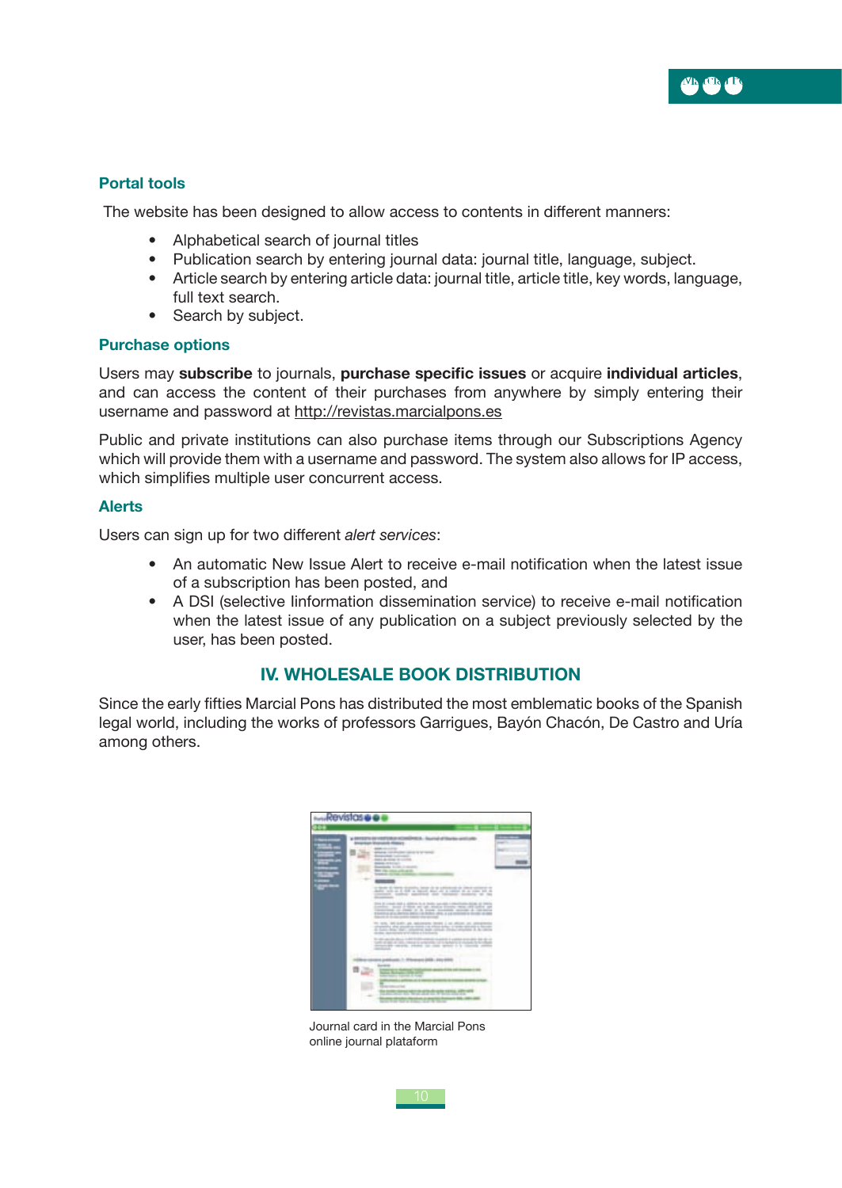### Portal tools

The website has been designed to allow access to contents in different manners:

- Alphabetical search of journal titles
- Publication search by entering journal data: journal title, language, subject.
- Article search by entering article data: journal title, article title, key words, language, full text search.
- Search by subject.

### Purchase options

Users may **subscribe** to journals, **purchase specific issues** or acquire **individual articles**, and can access the content of their purchases from anywhere by simply entering their username and password at http://revistas.marcialpons.es

Public and private institutions can also purchase items through our Subscriptions Agency which will provide them with a username and password. The system also allows for IP access, which simplifies multiple user concurrent access.

### Alerts

Users can sign up for two different *alert services*:

- An automatic New Issue Alert to receive e-mail notification when the latest issue of a subscription has been posted, and
- A DSI (selective Iinformation dissemination service) to receive e-mail notification when the latest issue of any publication on a subject previously selected by the user, has been posted.

## IV. WHOLESALE BOOK DISTRIBUTION

Since the early fifties Marcial Pons has distributed the most emblematic books of the Spanish legal world, including the works of professors Garrigues, Bayón Chacón, De Castro and Uría among others.

Journal card in the Marcial Pons online journal plataform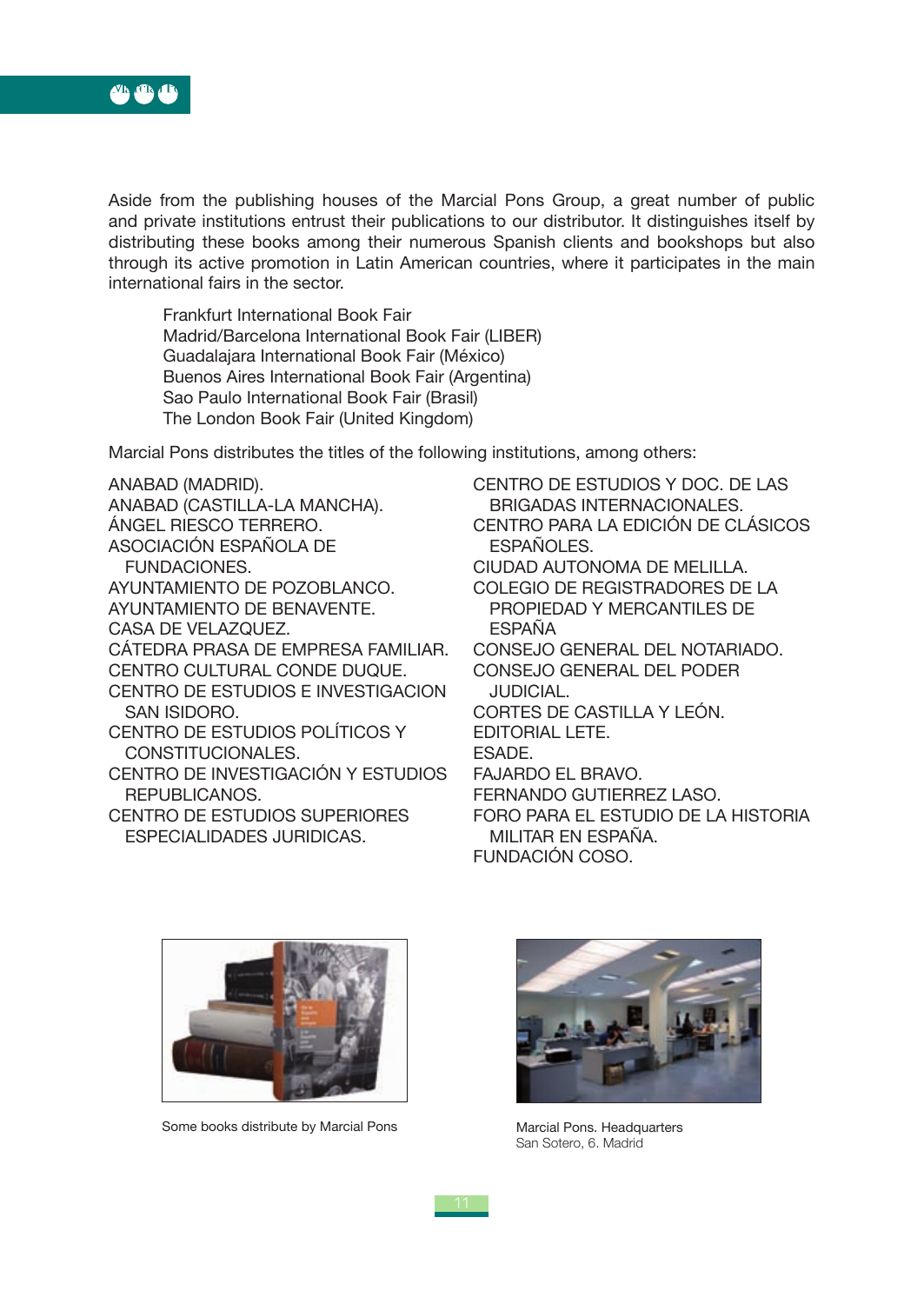Aside from the publishing houses of the Marcial Pons Group, a great number of public and private institutions entrust their publications to our distributor. It distinguishes itself by distributing these books among their numerous Spanish clients and bookshops but also through its active promotion in Latin American countries, where it participates in the main international fairs in the sector.

- Frankfurt International Book Fair
- Madrid/Barcelona International Book Fair (LIBER)
- Guadalajara International Book Fair (México)
- Buenos Aires International Book Fair (Argentina)
- Sao Paulo International Book Fair (Brasil)
- The London Book Fair (United Kingdom)

Marcial Pons distributes the titles of the following institutions, among others:

ANABAD (MADRID).
ANABAD (CASTILLA-LA MANCHA).
ÁNGEL RIESCO TERRERO.
ASOCIACIÓN ESPAÑOLA DE FUNDACIONES.
AYUNTAMIENTO DE POZOBLANCO.
AYUNTAMIENTO DE BENAVENTE.
CASA DE VELAZQUEZ.
CÁTEDRA PRASA DE EMPRESA FAMILIAR.
CENTRO CULTURAL CONDE DUQUE.
CENTRO DE ESTUDIOS E INVESTIGACION SAN ISIDORO.
CENTRO DE ESTUDIOS POLÍTICOS Y CONSTITUCIONALES.
CENTRO DE INVESTIGACIÓN Y ESTUDIOS REPUBLICANOS.
CENTRO DE ESTUDIOS SUPERIORES ESPECIALIDADES JURIDICAS.
CENTRO DE ESTUDIOS Y DOC. DE LAS BRIGADAS INTERNACIONALES.
CENTRO PARA LA EDICIÓN DE CLÁSICOS ESPAÑOLES.
CIUDAD AUTONOMA DE MELILLA.
COLEGIO DE REGISTRADORES DE LA PROPIEDAD Y MERCANTILES DE ESPAÑA
CONSEJO GENERAL DEL NOTARIADO.
CONSEJO GENERAL DEL PODER JUDICIAL.
CORTES DE CASTILLA Y LEÓN.
EDITORIAL LETE.
ESADE.
FAJARDO EL BRAVO.
FERNANDO GUTIERREZ LASO.
FORO PARA EL ESTUDIO DE LA HISTORIA MILITAR EN ESPAÑA.
FUNDACIÓN COSO.

Some books distribute by Marcial Pons

Marcial Pons. Headquarters
San Sotero, 6. Madrid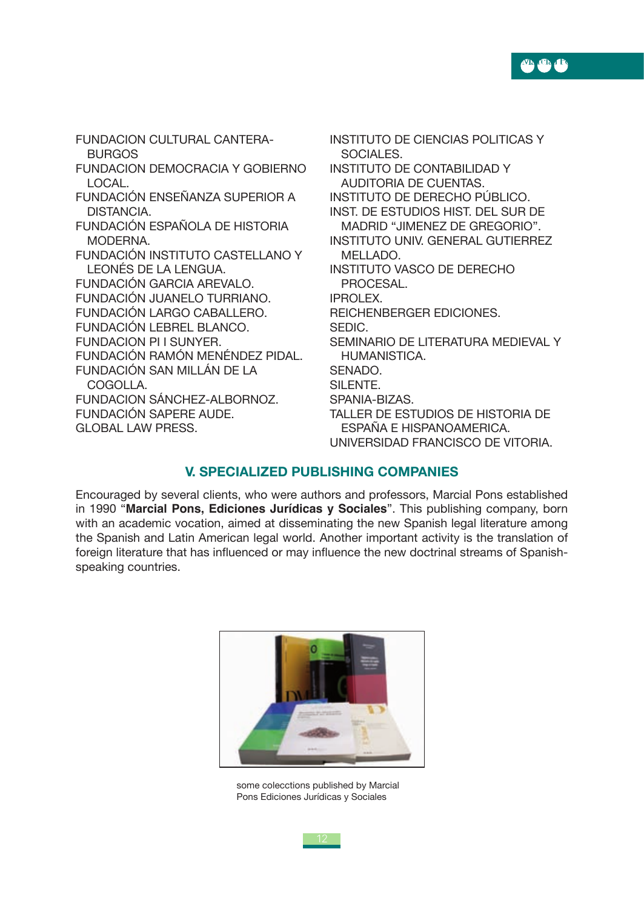FUNDACION CULTURAL CANTERA-BURGOS
FUNDACION DEMOCRACIA Y GOBIERNO LOCAL.
FUNDACIÓN ENSEÑANZA SUPERIOR A DISTANCIA.
FUNDACIÓN ESPAÑOLA DE HISTORIA MODERNA.
FUNDACIÓN INSTITUTO CASTELLANO Y LEONÉS DE LA LENGUA.
FUNDACIÓN GARCIA AREVALO.
FUNDACIÓN JUANELO TURRIANO.
FUNDACIÓN LARGO CABALLERO.
FUNDACIÓN LEBREL BLANCO.
FUNDACION PI I SUNYER.
FUNDACIÓN RAMÓN MENÉNDEZ PIDAL.
FUNDACIÓN SAN MILLÁN DE LA COGOLLA.
FUNDACION SÁNCHEZ-ALBORNOZ.
FUNDACIÓN SAPERE AUDE.
GLOBAL LAW PRESS.
INSTITUTO DE CIENCIAS POLITICAS Y SOCIALES.
INSTITUTO DE CONTABILIDAD Y AUDITORIA DE CUENTAS.
INSTITUTO DE DERECHO PÚBLICO.
INST. DE ESTUDIOS HIST. DEL SUR DE MADRID “JIMENEZ DE GREGORIO”.
INSTITUTO UNIV. GENERAL GUTIERREZ MELLADO.
INSTITUTO VASCO DE DERECHO PROCESAL.
IPROLEX.
REICHENBERGER EDICIONES.
SEDIC.
SEMINARIO DE LITERATURA MEDIEVAL Y HUMANISTICA.
SENADO.
SILENTE.
SPANIA-BIZAS.
TALLER DE ESTUDIOS DE HISTORIA DE ESPAÑA E HISPANOAMERICA.
UNIVERSIDAD FRANCISCO DE VITORIA.

## V. SPECIALIZED PUBLISHING COMPANIES

Encouraged by several clients, who were authors and professors, Marcial Pons established in 1990 “**Marcial Pons, Ediciones Jurídicas y Sociales**”. This publishing company, born with an academic vocation, aimed at disseminating the new Spanish legal literature among the Spanish and Latin American legal world. Another important activity is the translation of foreign literature that has influenced or may influence the new doctrinal streams of Spanish-speaking countries.

some colecctions published by Marcial Pons Ediciones Jurídicas y Sociales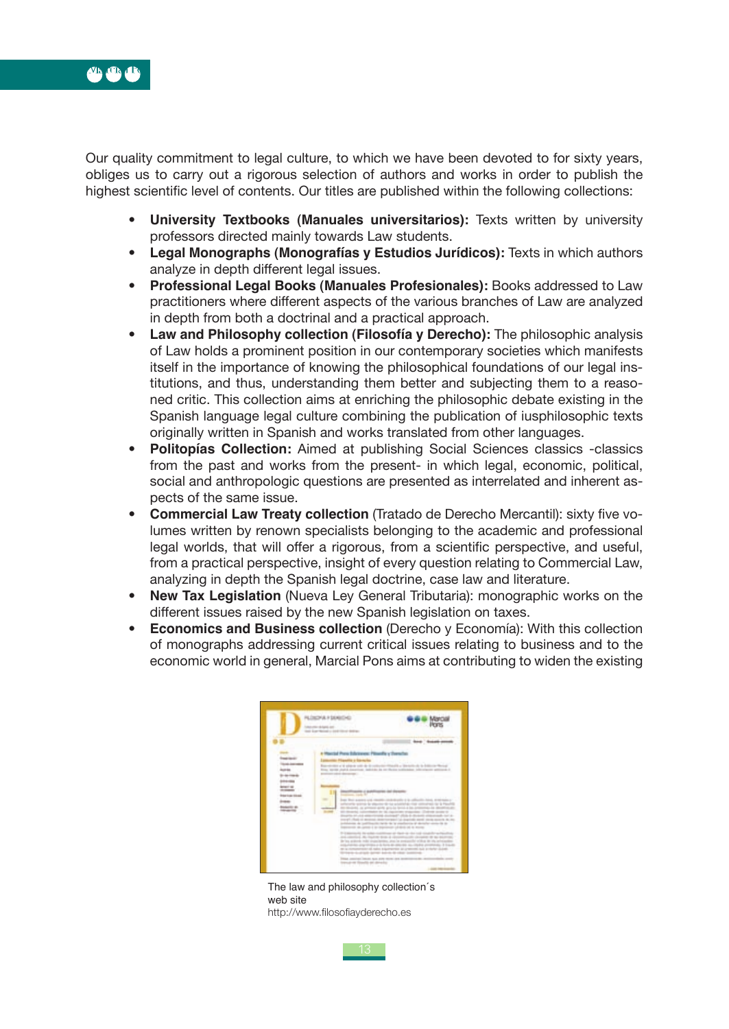Our quality commitment to legal culture, to which we have been devoted to for sixty years, obliges us to carry out a rigorous selection of authors and works in order to publish the highest scientific level of contents. Our titles are published within the following collections:

- **University Textbooks (Manuales universitarios):** Texts written by university professors directed mainly towards Law students.
- **Legal Monographs (Monografías y Estudios Jurídicos):** Texts in which authors analyze in depth different legal issues.
- **Professional Legal Books (Manuales Profesionales):** Books addressed to Law practitioners where different aspects of the various branches of Law are analyzed in depth from both a doctrinal and a practical approach.
- **Law and Philosophy collection (Filosofía y Derecho):** The philosophic analysis of Law holds a prominent position in our contemporary societies which manifests itself in the importance of knowing the philosophical foundations of our legal institutions, and thus, understanding them better and subjecting them to a reasoned critic. This collection aims at enriching the philosophic debate existing in the Spanish language legal culture combining the publication of iusphilosophic texts originally written in Spanish and works translated from other languages.
- **Politopías Collection:** Aimed at publishing Social Sciences classics -classics from the past and works from the present- in which legal, economic, political, social and anthropologic questions are presented as interrelated and inherent aspects of the same issue.
- **Commercial Law Treaty collection** (Tratado de Derecho Mercantil): sixty five volumes written by renown specialists belonging to the academic and professional legal worlds, that will offer a rigorous, from a scientific perspective, and useful, from a practical perspective, insight of every question relating to Commercial Law, analyzing in depth the Spanish legal doctrine, case law and literature.
- **New Tax Legislation** (Nueva Ley General Tributaria): monographic works on the different issues raised by the new Spanish legislation on taxes.
- **Economics and Business collection** (Derecho y Economía): With this collection of monographs addressing current critical issues relating to business and to the economic world in general, Marcial Pons aims at contributing to widen the existing

The law and philosophy collection´s web site
http://www.filosofiayderecho.es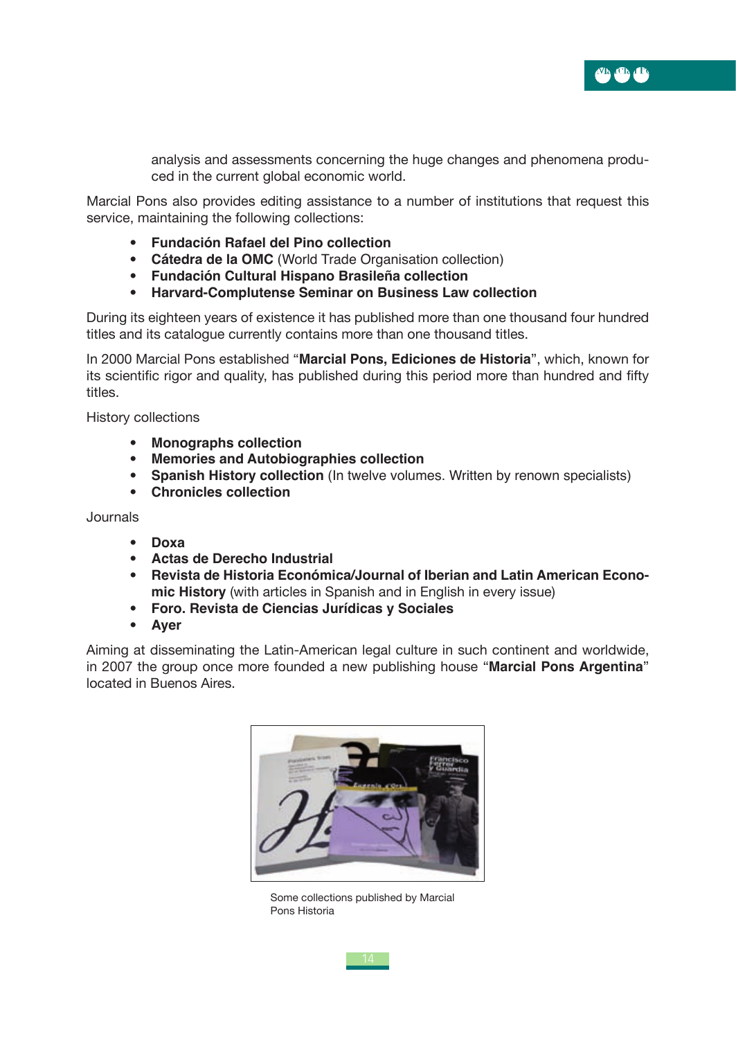analysis and assessments concerning the huge changes and phenomena produced in the current global economic world.

Marcial Pons also provides editing assistance to a number of institutions that request this service, maintaining the following collections:

- **Fundación Rafael del Pino collection**
- **Cátedra de la OMC** (World Trade Organisation collection)
- **Fundación Cultural Hispano Brasileña collection**
- **Harvard-Complutense Seminar on Business Law collection**

During its eighteen years of existence it has published more than one thousand four hundred titles and its catalogue currently contains more than one thousand titles.

In 2000 Marcial Pons established "**Marcial Pons, Ediciones de Historia**", which, known for its scientific rigor and quality, has published during this period more than hundred and fifty titles.

History collections

- **Monographs collection**
- **Memories and Autobiographies collection**
- **Spanish History collection** (In twelve volumes. Written by renown specialists)
- **Chronicles collection**

Journals

- **Doxa**
- **Actas de Derecho Industrial**
- **Revista de Historia Económica/Journal of Iberian and Latin American Economic History** (with articles in Spanish and in English in every issue)
- **Foro. Revista de Ciencias Jurídicas y Sociales**
- **Ayer**

Aiming at disseminating the Latin-American legal culture in such continent and worldwide, in 2007 the group once more founded a new publishing house "**Marcial Pons Argentina**" located in Buenos Aires.

Some collections published by Marcial Pons Historia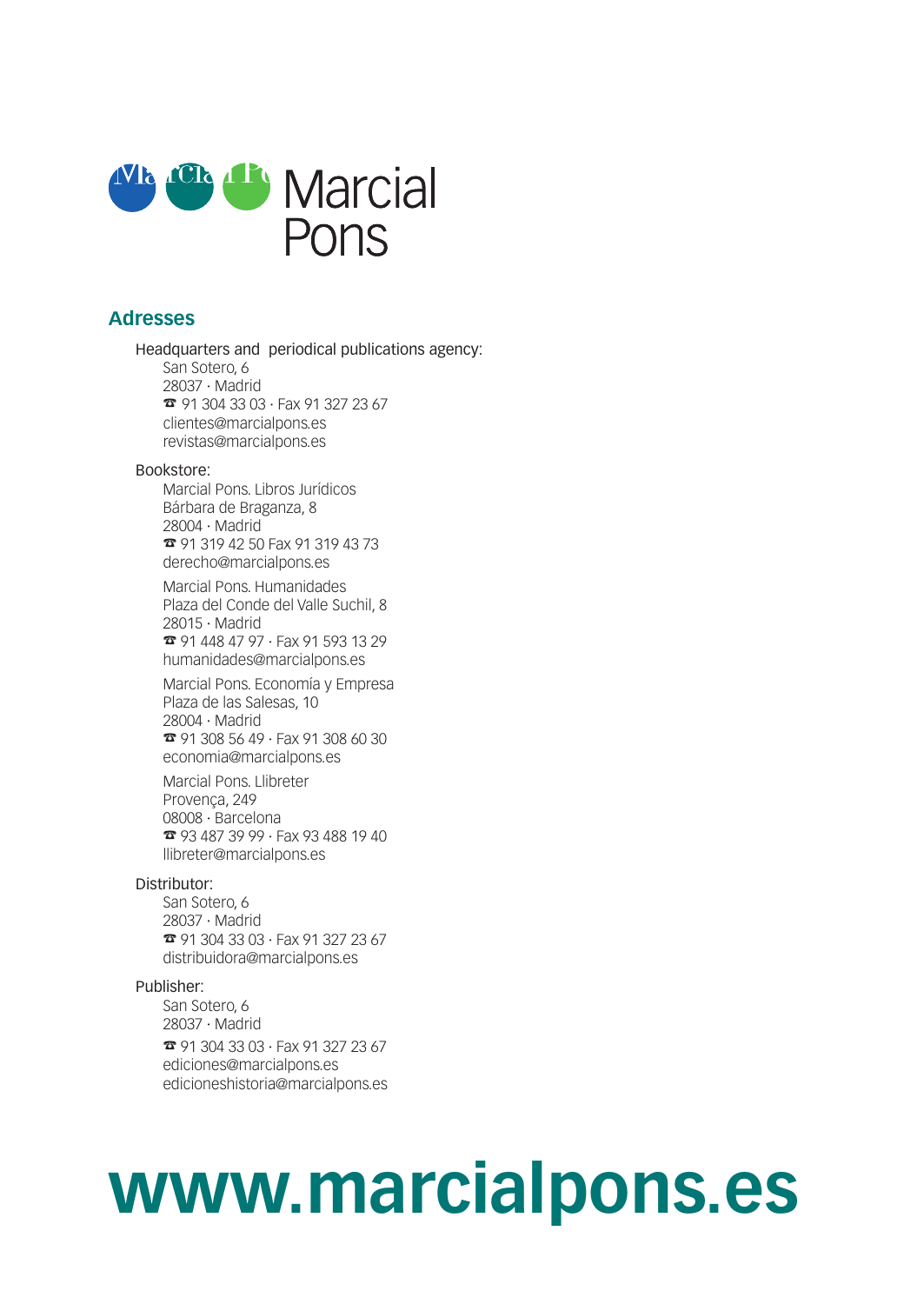Marcial Pons

## Adresses

Headquarters and periodical publications agency:

San Sotero, 6
28037 · Madrid
☎ 91 304 33 03 · Fax 91 327 23 67
clientes@marcialpons.es
revistas@marcialpons.es

Bookstore:

Marcial Pons. Libros Jurídicos
Bárbara de Braganza, 8
28004 · Madrid
☎ 91 319 42 50 Fax 91 319 43 73
derecho@marcialpons.es

Marcial Pons. Humanidades
Plaza del Conde del Valle Suchil, 8
28015 · Madrid
☎ 91 448 47 97 · Fax 91 593 13 29
humanidades@marcialpons.es

Marcial Pons. Economía y Empresa
Plaza de las Salesas, 10
28004 · Madrid
☎ 91 308 56 49 · Fax 91 308 60 30
economia@marcialpons.es

Marcial Pons. Llibreter
Provença, 249
08008 · Barcelona
☎ 93 487 39 99 · Fax 93 488 19 40
llibreter@marcialpons.es

Distributor:

San Sotero, 6
28037 · Madrid
☎ 91 304 33 03 · Fax 91 327 23 67
distribuidora@marcialpons.es

Publisher:

San Sotero, 6
28037 · Madrid
☎ 91 304 33 03 · Fax 91 327 23 67
ediciones@marcialpons.es
edicioneshistoria@marcialpons.es

# www.marcialpons.es